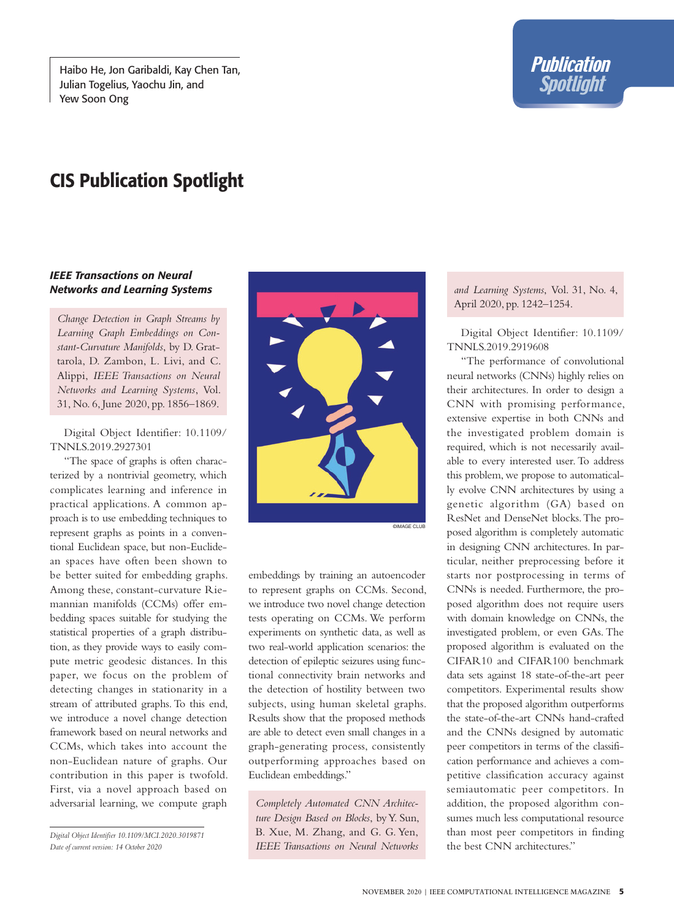Haibo He, Jon Garibaldi, Kay Chen Tan, Julian Togelius, Yaochu Jin, and Yew Soon Ong

# CIS Publication Spotlight

## *IEEE Transactions on Neural Networks and Learning Systems*

*Change Detection in Graph Streams by Learning Graph Embeddings on Constant-Curvature Manifolds*, by D. Grattarola, D. Zambon, L. Livi, and C. Alippi, *IEEE Transactions on Neural Networks and Learning Systems*, Vol. 31, No. 6, June 2020, pp. 1856–1869.

Digital Object Identifier: 10.1109/TNNLS.2019.2927301

"The space of graphs is often characterized by a nontrivial geometry, which complicates learning and inference in practical applications. A common approach is to use embedding techniques to represent graphs as points in a conventional Euclidean space, but non-Euclidean spaces have often been shown to be better suited for embedding graphs. Among these, constant-curvature Riemannian manifolds (CCMs) offer embedding spaces suitable for studying the statistical properties of a graph distribution, as they provide ways to easily compute metric geodesic distances. In this paper, we focus on the problem of detecting changes in stationarity in a stream of attributed graphs. To this end, we introduce a novel change detection framework based on neural networks and CCMs, which takes into account the non-Euclidean nature of graphs. Our contribution in this paper is twofold. First, via a novel approach based on adversarial learning, we compute graph embeddings by training an autoencoder to represent graphs on CCMs. Second, we introduce two novel change detection tests operating on CCMs. We perform experiments on synthetic data, as well as two real-world application scenarios: the detection of epileptic seizures using functional connectivity brain networks and the detection of hostility between two subjects, using human skeletal graphs. Results show that the proposed methods are able to detect even small changes in a graph-generating process, consistently outperforming approaches based on Euclidean embeddings."

*Completely Automated CNN Architecture Design Based on Blocks*, by Y. Sun, B. Xue, M. Zhang, and G. G. Yen, *IEEE Transactions on Neural Networks and Learning Systems*, Vol. 31, No. 4, April 2020, pp. 1242–1254.

Digital Object Identifier: 10.1109/TNNLS.2019.2919608

"The performance of convolutional neural networks (CNNs) highly relies on their architectures. In order to design a CNN with promising performance, extensive expertise in both CNNs and the investigated problem domain is required, which is not necessarily available to every interested user. To address this problem, we propose to automatically evolve CNN architectures by using a genetic algorithm (GA) based on ResNet and DenseNet blocks. The proposed algorithm is completely automatic in designing CNN architectures. In particular, neither preprocessing before it starts nor postprocessing in terms of CNNs is needed. Furthermore, the proposed algorithm does not require users with domain knowledge on CNNs, the investigated problem, or even GAs. The proposed algorithm is evaluated on the CIFAR10 and CIFAR100 benchmark data sets against 18 state-of-the-art peer competitors. Experimental results show that the proposed algorithm outperforms the state-of-the-art CNNs hand-crafted and the CNNs designed by automatic peer competitors in terms of the classification performance and achieves a competitive classification accuracy against semiautomatic peer competitors. In addition, the proposed algorithm consumes much less computational resource than most peer competitors in finding the best CNN architectures."

*Digital Object Identifier 10.1109/MCI.2020.3019871*
*Date of current version: 14 October 2020*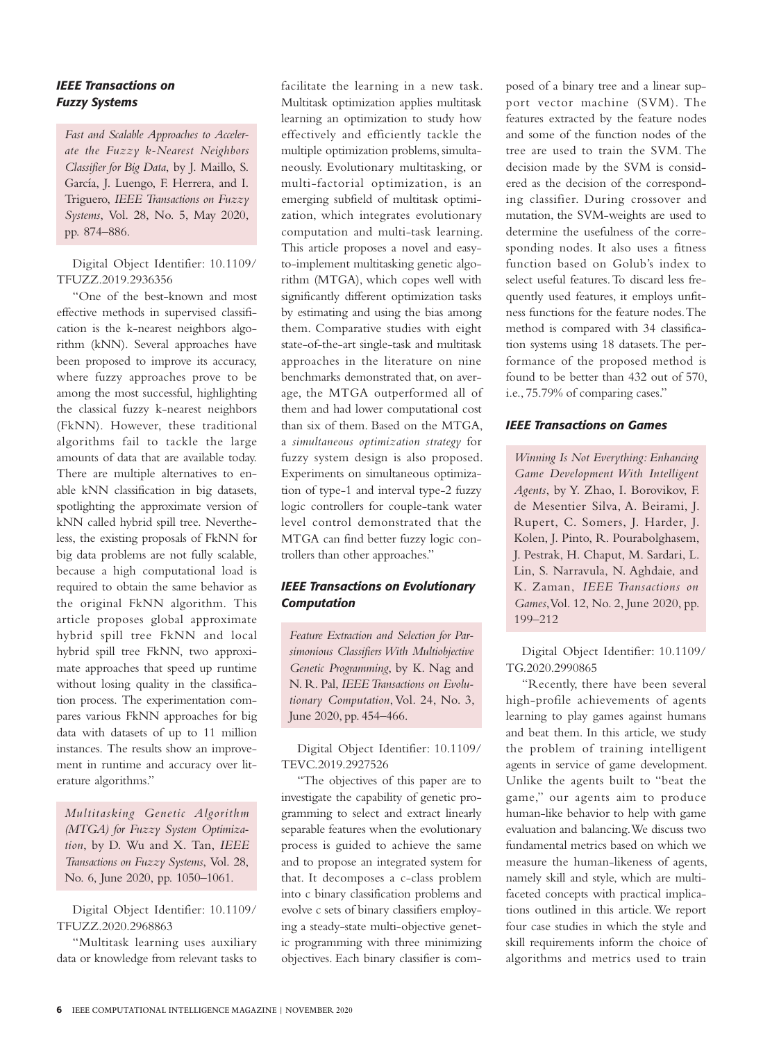### *IEEE Transactions on Fuzzy Systems*

*Fast and Scalable Approaches to Accelerate the Fuzzy k-Nearest Neighbors Classifier for Big Data*, by J. Maillo, S. García, J. Luengo, F. Herrera, and I. Triguero, *IEEE Transactions on Fuzzy Systems*, Vol. 28, No. 5, May 2020, pp. 874–886.

Digital Object Identifier: 10.1109/TFUZZ.2019.2936356

"One of the best-known and most effective methods in supervised classification is the k-nearest neighbors algorithm (kNN). Several approaches have been proposed to improve its accuracy, where fuzzy approaches prove to be among the most successful, highlighting the classical fuzzy k-nearest neighbors (FkNN). However, these traditional algorithms fail to tackle the large amounts of data that are available today. There are multiple alternatives to enable kNN classification in big datasets, spotlighting the approximate version of kNN called hybrid spill tree. Nevertheless, the existing proposals of FkNN for big data problems are not fully scalable, because a high computational load is required to obtain the same behavior as the original FkNN algorithm. This article proposes global approximate hybrid spill tree FkNN and local hybrid spill tree FkNN, two approximate approaches that speed up runtime without losing quality in the classification process. The experimentation compares various FkNN approaches for big data with datasets of up to 11 million instances. The results show an improvement in runtime and accuracy over literature algorithms."

*Multitasking Genetic Algorithm (MTGA) for Fuzzy System Optimization*, by D. Wu and X. Tan, *IEEE Transactions on Fuzzy Systems*, Vol. 28, No. 6, June 2020, pp. 1050–1061.

Digital Object Identifier: 10.1109/TFUZZ.2020.2968863

"Multitask learning uses auxiliary data or knowledge from relevant tasks to facilitate the learning in a new task. Multitask optimization applies multitask learning an optimization to study how effectively and efficiently tackle the multiple optimization problems, simultaneously. Evolutionary multitasking, or multi-factorial optimization, is an emerging subfield of multitask optimization, which integrates evolutionary computation and multi-task learning. This article proposes a novel and easy-to-implement multitasking genetic algorithm (MTGA), which copes well with significantly different optimization tasks by estimating and using the bias among them. Comparative studies with eight state-of-the-art single-task and multitask approaches in the literature on nine benchmarks demonstrated that, on average, the MTGA outperformed all of them and had lower computational cost than six of them. Based on the MTGA, a *simultaneous optimization strategy* for fuzzy system design is also proposed. Experiments on simultaneous optimization of type-1 and interval type-2 fuzzy logic controllers for couple-tank water level control demonstrated that the MTGA can find better fuzzy logic controllers than other approaches."

### *IEEE Transactions on Evolutionary Computation*

*Feature Extraction and Selection for Parsimonious Classifiers With Multiobjective Genetic Programming*, by K. Nag and N. R. Pal, *IEEE Transactions on Evolutionary Computation*, Vol. 24, No. 3, June 2020, pp. 454–466.

Digital Object Identifier: 10.1109/TEVC.2019.2927526

"The objectives of this paper are to investigate the capability of genetic programming to select and extract linearly separable features when the evolutionary process is guided to achieve the same and to propose an integrated system for that. It decomposes a c-class problem into c binary classification problems and evolve c sets of binary classifiers employing a steady-state multi-objective genetic programming with three minimizing objectives. Each binary classifier is composed of a binary tree and a linear support vector machine (SVM). The features extracted by the feature nodes and some of the function nodes of the tree are used to train the SVM. The decision made by the SVM is considered as the decision of the corresponding classifier. During crossover and mutation, the SVM-weights are used to determine the usefulness of the corresponding nodes. It also uses a fitness function based on Golub's index to select useful features. To discard less frequently used features, it employs unfitness functions for the feature nodes. The method is compared with 34 classification systems using 18 datasets. The performance of the proposed method is found to be better than 432 out of 570, i.e., 75.79% of comparing cases."

### *IEEE Transactions on Games*

*Winning Is Not Everything: Enhancing Game Development With Intelligent Agents*, by Y. Zhao, I. Borovikov, F. de Mesentier Silva, A. Beirami, J. Rupert, C. Somers, J. Harder, J. Kolen, J. Pinto, R. Pourabolghasem, J. Pestrak, H. Chaput, M. Sardari, L. Lin, S. Narravula, N. Aghdaie, and K. Zaman, *IEEE Transactions on Games*, Vol. 12, No. 2, June 2020, pp. 199–212

Digital Object Identifier: 10.1109/TG.2020.2990865

"Recently, there have been several high-profile achievements of agents learning to play games against humans and beat them. In this article, we study the problem of training intelligent agents in service of game development. Unlike the agents built to "beat the game," our agents aim to produce human-like behavior to help with game evaluation and balancing. We discuss two fundamental metrics based on which we measure the human-likeness of agents, namely skill and style, which are multifaceted concepts with practical implications outlined in this article. We report four case studies in which the style and skill requirements inform the choice of algorithms and metrics used to train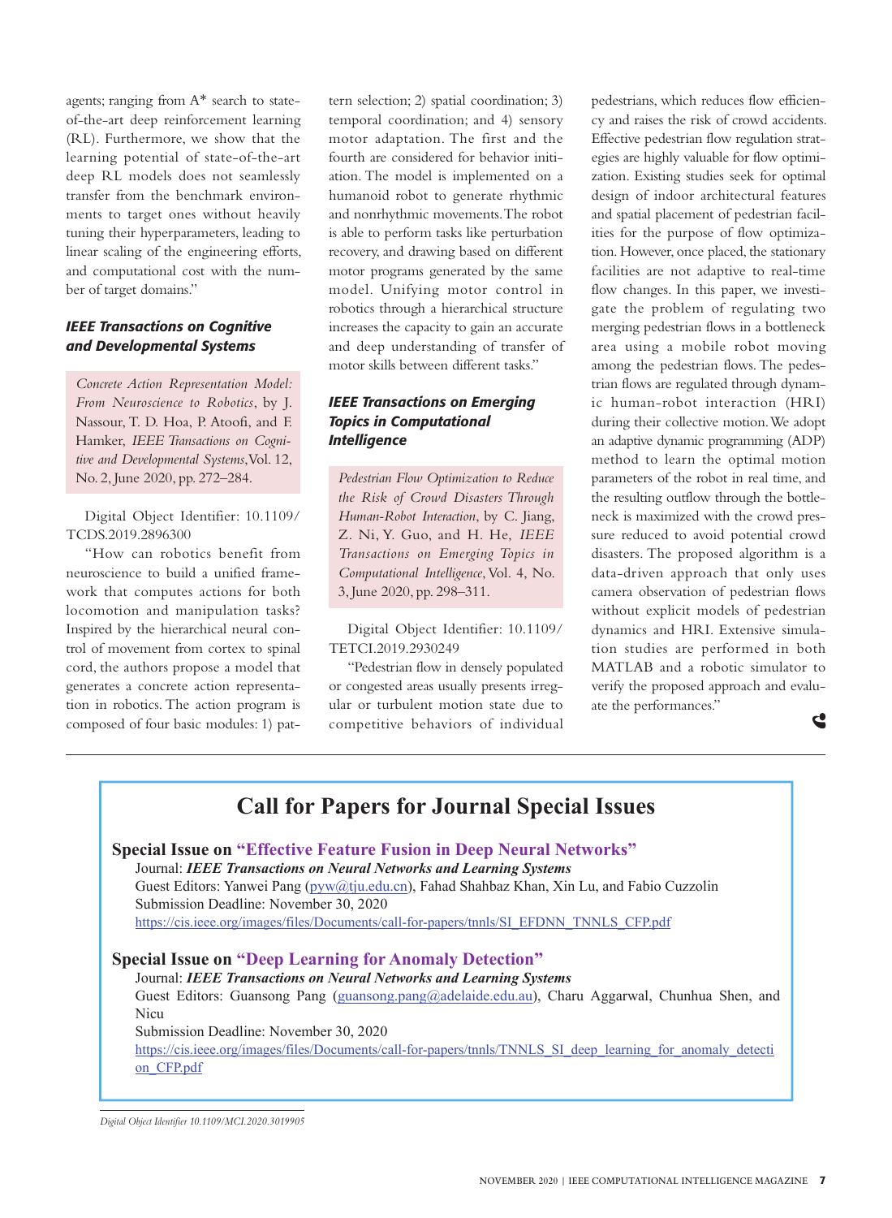agents; ranging from A* search to state-of-the-art deep reinforcement learning (RL). Furthermore, we show that the learning potential of state-of-the-art deep RL models does not seamlessly transfer from the benchmark environments to target ones without heavily tuning their hyperparameters, leading to linear scaling of the engineering efforts, and computational cost with the number of target domains."

### *IEEE Transactions on Cognitive and Developmental Systems*

*Concrete Action Representation Model: From Neuroscience to Robotics*, by J. Nassour, T. D. Hoa, P. Atoofi, and F. Hamker, *IEEE Transactions on Cognitive and Developmental Systems*, Vol. 12, No. 2, June 2020, pp. 272–284.

Digital Object Identifier: 10.1109/TCDS.2019.2896300

"How can robotics benefit from neuroscience to build a unified framework that computes actions for both locomotion and manipulation tasks? Inspired by the hierarchical neural control of movement from cortex to spinal cord, the authors propose a model that generates a concrete action representation in robotics. The action program is composed of four basic modules: 1) pattern selection; 2) spatial coordination; 3) temporal coordination; and 4) sensory motor adaptation. The first and the fourth are considered for behavior initiation. The model is implemented on a humanoid robot to generate rhythmic and nonrhythmic movements. The robot is able to perform tasks like perturbation recovery, and drawing based on different motor programs generated by the same model. Unifying motor control in robotics through a hierarchical structure increases the capacity to gain an accurate and deep understanding of transfer of motor skills between different tasks."

### *IEEE Transactions on Emerging Topics in Computational Intelligence*

*Pedestrian Flow Optimization to Reduce the Risk of Crowd Disasters Through Human-Robot Interaction*, by C. Jiang, Z. Ni, Y. Guo, and H. He, *IEEE Transactions on Emerging Topics in Computational Intelligence*, Vol. 4, No. 3, June 2020, pp. 298–311.

Digital Object Identifier: 10.1109/TETCI.2019.2930249

"Pedestrian flow in densely populated or congested areas usually presents irregular or turbulent motion state due to competitive behaviors of individual pedestrians, which reduces flow efficiency and raises the risk of crowd accidents. Effective pedestrian flow regulation strategies are highly valuable for flow optimization. Existing studies seek for optimal design of indoor architectural features and spatial placement of pedestrian facilities for the purpose of flow optimization. However, once placed, the stationary facilities are not adaptive to real-time flow changes. In this paper, we investigate the problem of regulating two merging pedestrian flows in a bottleneck area using a mobile robot moving among the pedestrian flows. The pedestrian flows are regulated through dynamic human-robot interaction (HRI) during their collective motion. We adopt an adaptive dynamic programming (ADP) method to learn the optimal motion parameters of the robot in real time, and the resulting outflow through the bottleneck is maximized with the crowd pressure reduced to avoid potential crowd disasters. The proposed algorithm is a data-driven approach that only uses camera observation of pedestrian flows without explicit models of pedestrian dynamics and HRI. Extensive simulation studies are performed in both MATLAB and a robotic simulator to verify the proposed approach and evaluate the performances."

## Call for Papers for Journal Special Issues

**Special Issue on "Effective Feature Fusion in Deep Neural Networks"**

Journal: ***IEEE Transactions on Neural Networks and Learning Systems***
Guest Editors: Yanwei Pang (pyw@tju.edu.cn), Fahad Shahbaz Khan, Xin Lu, and Fabio Cuzzolin
Submission Deadline: November 30, 2020
https://cis.ieee.org/images/files/Documents/call-for-papers/tnnls/SI_EFDNN_TNNLS_CFP.pdf

**Special Issue on "Deep Learning for Anomaly Detection"**

Journal: ***IEEE Transactions on Neural Networks and Learning Systems***
Guest Editors: Guansong Pang (guansong.pang@adelaide.edu.au), Charu Aggarwal, Chunhua Shen, and Nicu
Submission Deadline: November 30, 2020
https://cis.ieee.org/images/files/Documents/call-for-papers/tnnls/TNNLS_SI_deep_learning_for_anomaly_detection_CFP.pdf

*Digital Object Identifier 10.1109/MCI.2020.3019905*